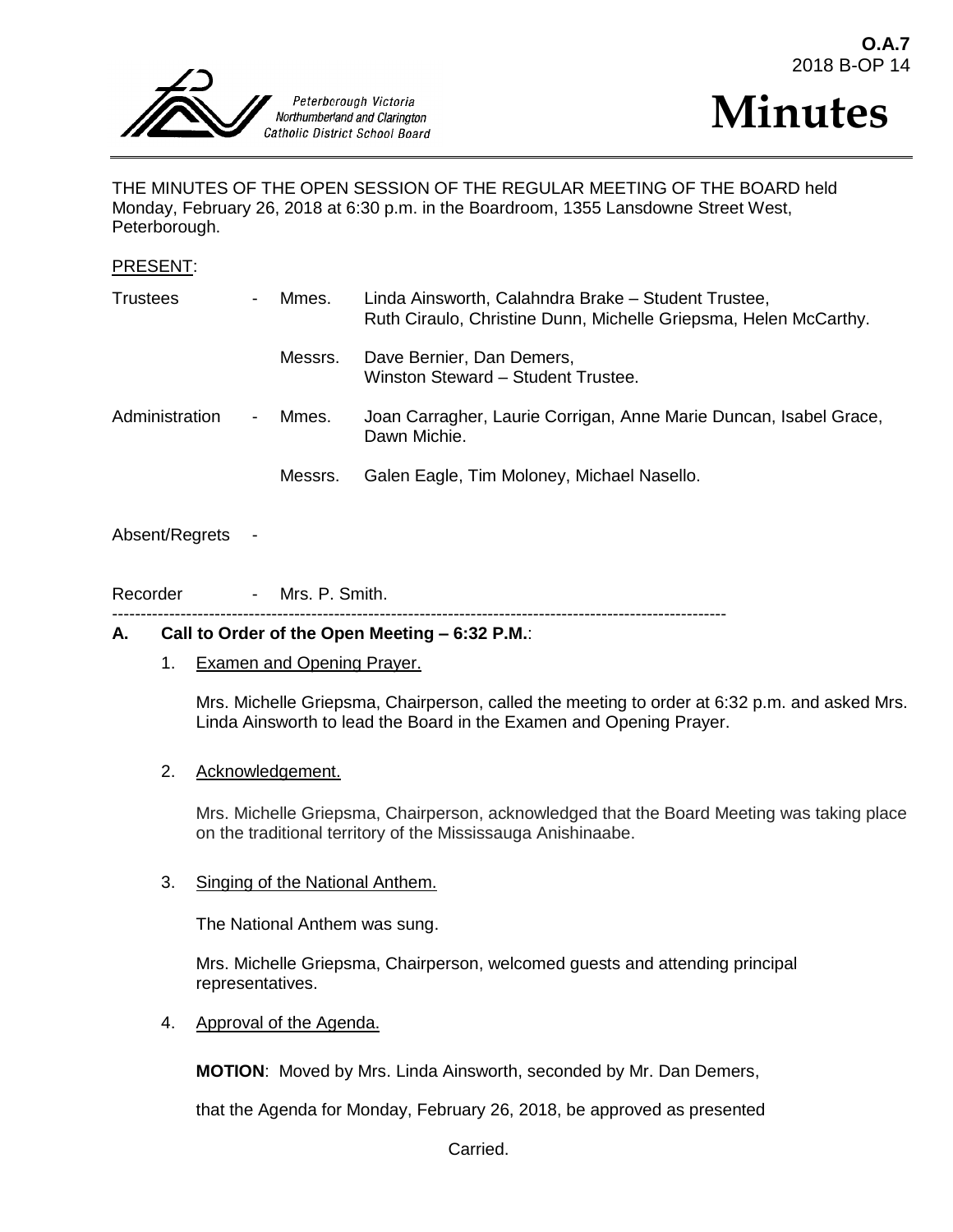O.A.7
2018 B-OP 14

Peterborough Victoria Northumberland and Clarington Catholic District School Board

# Minutes

THE MINUTES OF THE OPEN SESSION OF THE REGULAR MEETING OF THE BOARD held Monday, February 26, 2018 at 6:30 p.m. in the Boardroom, 1355 Lansdowne Street West, Peterborough.

PRESENT:

| | | | |
|---|---|---|---|
| Trustees | - | Mmes. | Linda Ainsworth, Calahndra Brake – Student Trustee, Ruth Ciraulo, Christine Dunn, Michelle Griepsma, Helen McCarthy. |
| | | Messrs. | Dave Bernier, Dan Demers, Winston Steward – Student Trustee. |
| Administration | - | Mmes. | Joan Carragher, Laurie Corrigan, Anne Marie Duncan, Isabel Grace, Dawn Michie. |
| | | Messrs. | Galen Eagle, Tim Moloney, Michael Nasello. |

Absent/Regrets -

Recorder - Mrs. P. Smith.

---

## A. Call to Order of the Open Meeting – 6:32 P.M.:

1. Examen and Opening Prayer.

   Mrs. Michelle Griepsma, Chairperson, called the meeting to order at 6:32 p.m. and asked Mrs. Linda Ainsworth to lead the Board in the Examen and Opening Prayer.

2. Acknowledgement.

   Mrs. Michelle Griepsma, Chairperson, acknowledged that the Board Meeting was taking place on the traditional territory of the Mississauga Anishinaabe.

3. Singing of the National Anthem.

   The National Anthem was sung.

   Mrs. Michelle Griepsma, Chairperson, welcomed guests and attending principal representatives.

4. Approval of the Agenda.

   **MOTION**: Moved by Mrs. Linda Ainsworth, seconded by Mr. Dan Demers,

   that the Agenda for Monday, February 26, 2018, be approved as presented

   Carried.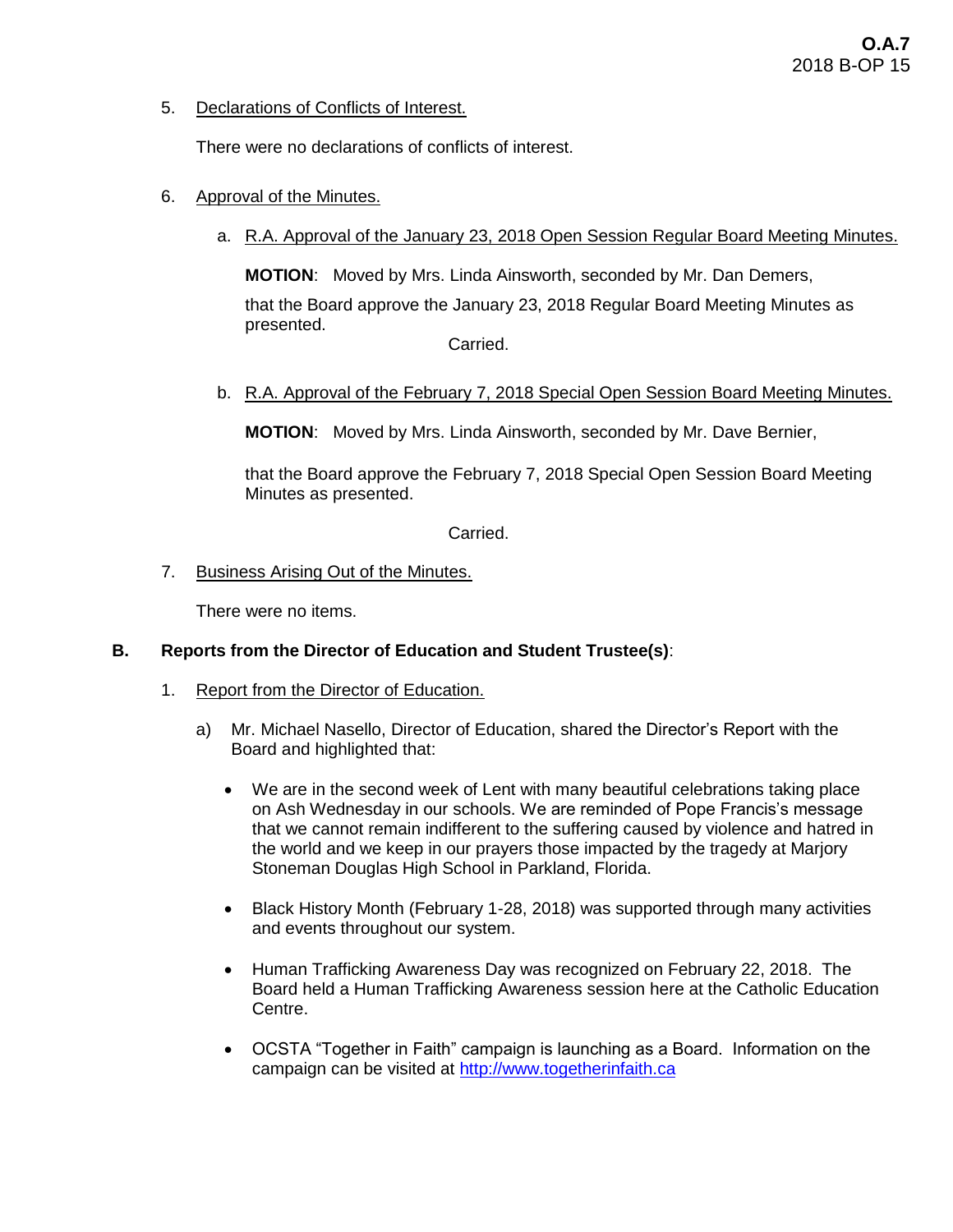5. Declarations of Conflicts of Interest.

   There were no declarations of conflicts of interest.

6. Approval of the Minutes.

   a. R.A. Approval of the January 23, 2018 Open Session Regular Board Meeting Minutes.

      **MOTION**: Moved by Mrs. Linda Ainsworth, seconded by Mr. Dan Demers,

      that the Board approve the January 23, 2018 Regular Board Meeting Minutes as presented.

      Carried.

   b. R.A. Approval of the February 7, 2018 Special Open Session Board Meeting Minutes.

      **MOTION**: Moved by Mrs. Linda Ainsworth, seconded by Mr. Dave Bernier,

      that the Board approve the February 7, 2018 Special Open Session Board Meeting Minutes as presented.

      Carried.

7. Business Arising Out of the Minutes.

   There were no items.

## B. Reports from the Director of Education and Student Trustee(s):

1. Report from the Director of Education.

   a) Mr. Michael Nasello, Director of Education, shared the Director's Report with the Board and highlighted that:

      - We are in the second week of Lent with many beautiful celebrations taking place on Ash Wednesday in our schools. We are reminded of Pope Francis's message that we cannot remain indifferent to the suffering caused by violence and hatred in the world and we keep in our prayers those impacted by the tragedy at Marjory Stoneman Douglas High School in Parkland, Florida.

      - Black History Month (February 1-28, 2018) was supported through many activities and events throughout our system.

      - Human Trafficking Awareness Day was recognized on February 22, 2018. The Board held a Human Trafficking Awareness session here at the Catholic Education Centre.

      - OCSTA "Together in Faith" campaign is launching as a Board. Information on the campaign can be visited at http://www.togetherinfaith.ca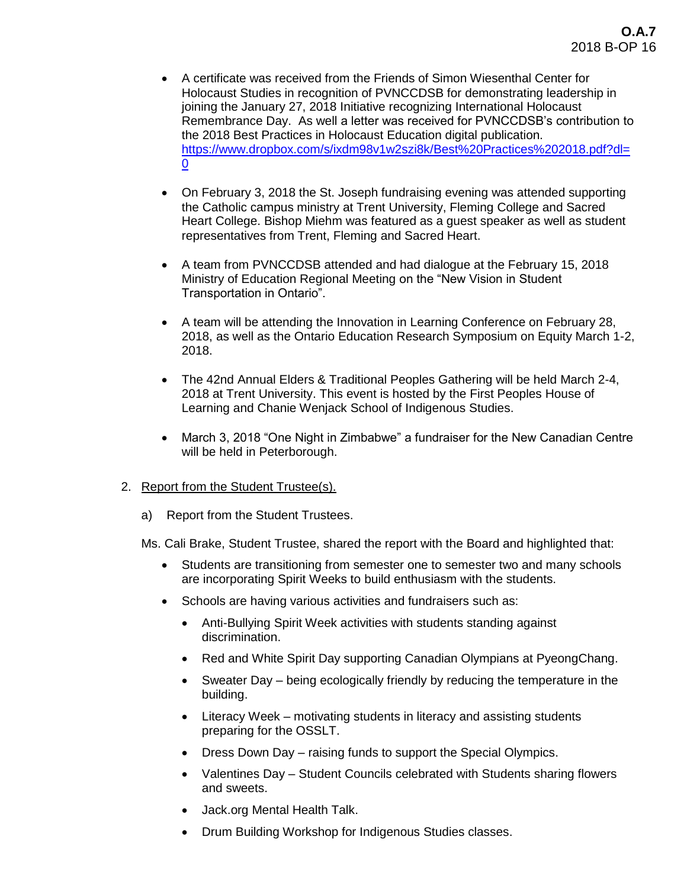- A certificate was received from the Friends of Simon Wiesenthal Center for Holocaust Studies in recognition of PVNCCDSB for demonstrating leadership in joining the January 27, 2018 Initiative recognizing International Holocaust Remembrance Day. As well a letter was received for PVNCCDSB's contribution to the 2018 Best Practices in Holocaust Education digital publication. https://www.dropbox.com/s/ixdm98v1w2szi8k/Best%20Practices%202018.pdf?dl=0

- On February 3, 2018 the St. Joseph fundraising evening was attended supporting the Catholic campus ministry at Trent University, Fleming College and Sacred Heart College. Bishop Miehm was featured as a guest speaker as well as student representatives from Trent, Fleming and Sacred Heart.

- A team from PVNCCDSB attended and had dialogue at the February 15, 2018 Ministry of Education Regional Meeting on the "New Vision in Student Transportation in Ontario".

- A team will be attending the Innovation in Learning Conference on February 28, 2018, as well as the Ontario Education Research Symposium on Equity March 1-2, 2018.

- The 42nd Annual Elders & Traditional Peoples Gathering will be held March 2-4, 2018 at Trent University. This event is hosted by the First Peoples House of Learning and Chanie Wenjack School of Indigenous Studies.

- March 3, 2018 "One Night in Zimbabwe" a fundraiser for the New Canadian Centre will be held in Peterborough.

2. Report from the Student Trustee(s).

   a) Report from the Student Trustees.

   Ms. Cali Brake, Student Trustee, shared the report with the Board and highlighted that:

   - Students are transitioning from semester one to semester two and many schools are incorporating Spirit Weeks to build enthusiasm with the students.
   - Schools are having various activities and fundraisers such as:
     - Anti-Bullying Spirit Week activities with students standing against discrimination.
     - Red and White Spirit Day supporting Canadian Olympians at PyeongChang.
     - Sweater Day – being ecologically friendly by reducing the temperature in the building.
     - Literacy Week – motivating students in literacy and assisting students preparing for the OSSLT.
     - Dress Down Day – raising funds to support the Special Olympics.
     - Valentines Day – Student Councils celebrated with Students sharing flowers and sweets.
     - Jack.org Mental Health Talk.
     - Drum Building Workshop for Indigenous Studies classes.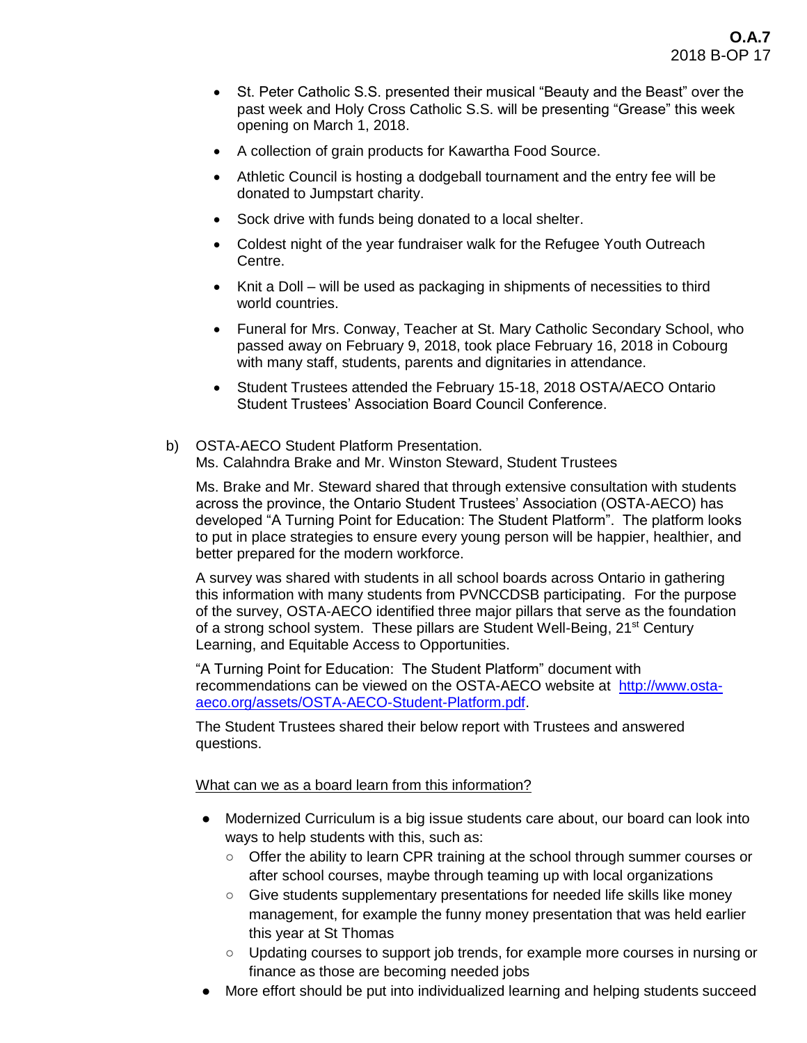- St. Peter Catholic S.S. presented their musical “Beauty and the Beast” over the past week and Holy Cross Catholic S.S. will be presenting “Grease” this week opening on March 1, 2018.
- A collection of grain products for Kawartha Food Source.
- Athletic Council is hosting a dodgeball tournament and the entry fee will be donated to Jumpstart charity.
- Sock drive with funds being donated to a local shelter.
- Coldest night of the year fundraiser walk for the Refugee Youth Outreach Centre.
- Knit a Doll – will be used as packaging in shipments of necessities to third world countries.
- Funeral for Mrs. Conway, Teacher at St. Mary Catholic Secondary School, who passed away on February 9, 2018, took place February 16, 2018 in Cobourg with many staff, students, parents and dignitaries in attendance.
- Student Trustees attended the February 15-18, 2018 OSTA/AECO Ontario Student Trustees’ Association Board Council Conference.

b) OSTA-AECO Student Platform Presentation.
Ms. Calahndra Brake and Mr. Winston Steward, Student Trustees

Ms. Brake and Mr. Steward shared that through extensive consultation with students across the province, the Ontario Student Trustees’ Association (OSTA-AECO) has developed “A Turning Point for Education: The Student Platform”. The platform looks to put in place strategies to ensure every young person will be happier, healthier, and better prepared for the modern workforce.

A survey was shared with students in all school boards across Ontario in gathering this information with many students from PVNCCDSB participating. For the purpose of the survey, OSTA-AECO identified three major pillars that serve as the foundation of a strong school system. These pillars are Student Well-Being, 21st Century Learning, and Equitable Access to Opportunities.

“A Turning Point for Education: The Student Platform” document with recommendations can be viewed on the OSTA-AECO website at http://www.osta-aeco.org/assets/OSTA-AECO-Student-Platform.pdf.

The Student Trustees shared their below report with Trustees and answered questions.

<u>What can we as a board learn from this information?</u>

- Modernized Curriculum is a big issue students care about, our board can look into ways to help students with this, such as:
  - Offer the ability to learn CPR training at the school through summer courses or after school courses, maybe through teaming up with local organizations
  - Give students supplementary presentations for needed life skills like money management, for example the funny money presentation that was held earlier this year at St Thomas
  - Updating courses to support job trends, for example more courses in nursing or finance as those are becoming needed jobs
- More effort should be put into individualized learning and helping students succeed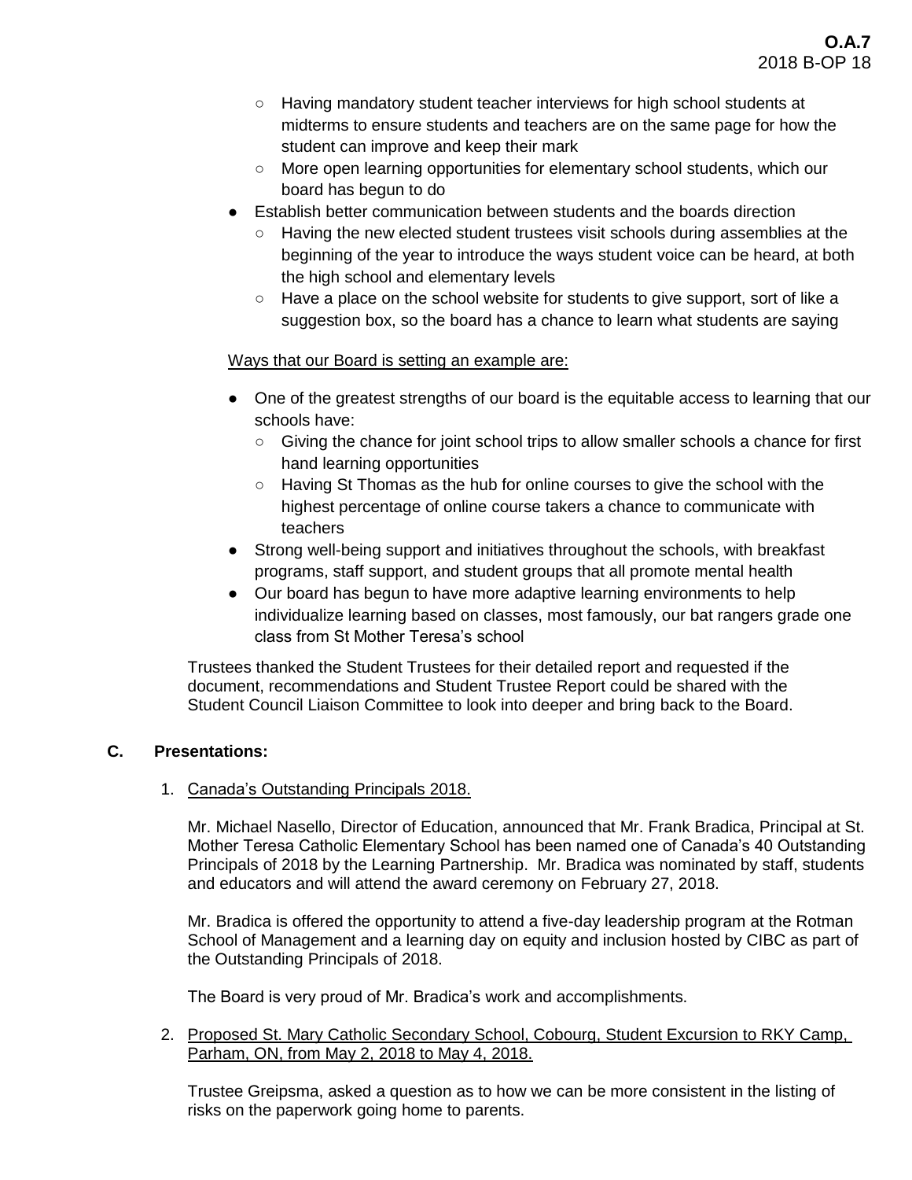- Having mandatory student teacher interviews for high school students at midterms to ensure students and teachers are on the same page for how the student can improve and keep their mark
- More open learning opportunities for elementary school students, which our board has begun to do

- Establish better communication between students and the boards direction
  - Having the new elected student trustees visit schools during assemblies at the beginning of the year to introduce the ways student voice can be heard, at both the high school and elementary levels
  - Have a place on the school website for students to give support, sort of like a suggestion box, so the board has a chance to learn what students are saying

<u>Ways that our Board is setting an example are:</u>

- One of the greatest strengths of our board is the equitable access to learning that our schools have:
  - Giving the chance for joint school trips to allow smaller schools a chance for first hand learning opportunities
  - Having St Thomas as the hub for online courses to give the school with the highest percentage of online course takers a chance to communicate with teachers
- Strong well-being support and initiatives throughout the schools, with breakfast programs, staff support, and student groups that all promote mental health
- Our board has begun to have more adaptive learning environments to help individualize learning based on classes, most famously, our bat rangers grade one class from St Mother Teresa's school

Trustees thanked the Student Trustees for their detailed report and requested if the document, recommendations and Student Trustee Report could be shared with the Student Council Liaison Committee to look into deeper and bring back to the Board.

## C. Presentations:

1. <u>Canada's Outstanding Principals 2018.</u>

   Mr. Michael Nasello, Director of Education, announced that Mr. Frank Bradica, Principal at St. Mother Teresa Catholic Elementary School has been named one of Canada's 40 Outstanding Principals of 2018 by the Learning Partnership. Mr. Bradica was nominated by staff, students and educators and will attend the award ceremony on February 27, 2018.

   Mr. Bradica is offered the opportunity to attend a five-day leadership program at the Rotman School of Management and a learning day on equity and inclusion hosted by CIBC as part of the Outstanding Principals of 2018.

   The Board is very proud of Mr. Bradica's work and accomplishments.

2. <u>Proposed St. Mary Catholic Secondary School, Cobourg, Student Excursion to RKY Camp, Parham, ON, from May 2, 2018 to May 4, 2018.</u>

   Trustee Greipsma, asked a question as to how we can be more consistent in the listing of risks on the paperwork going home to parents.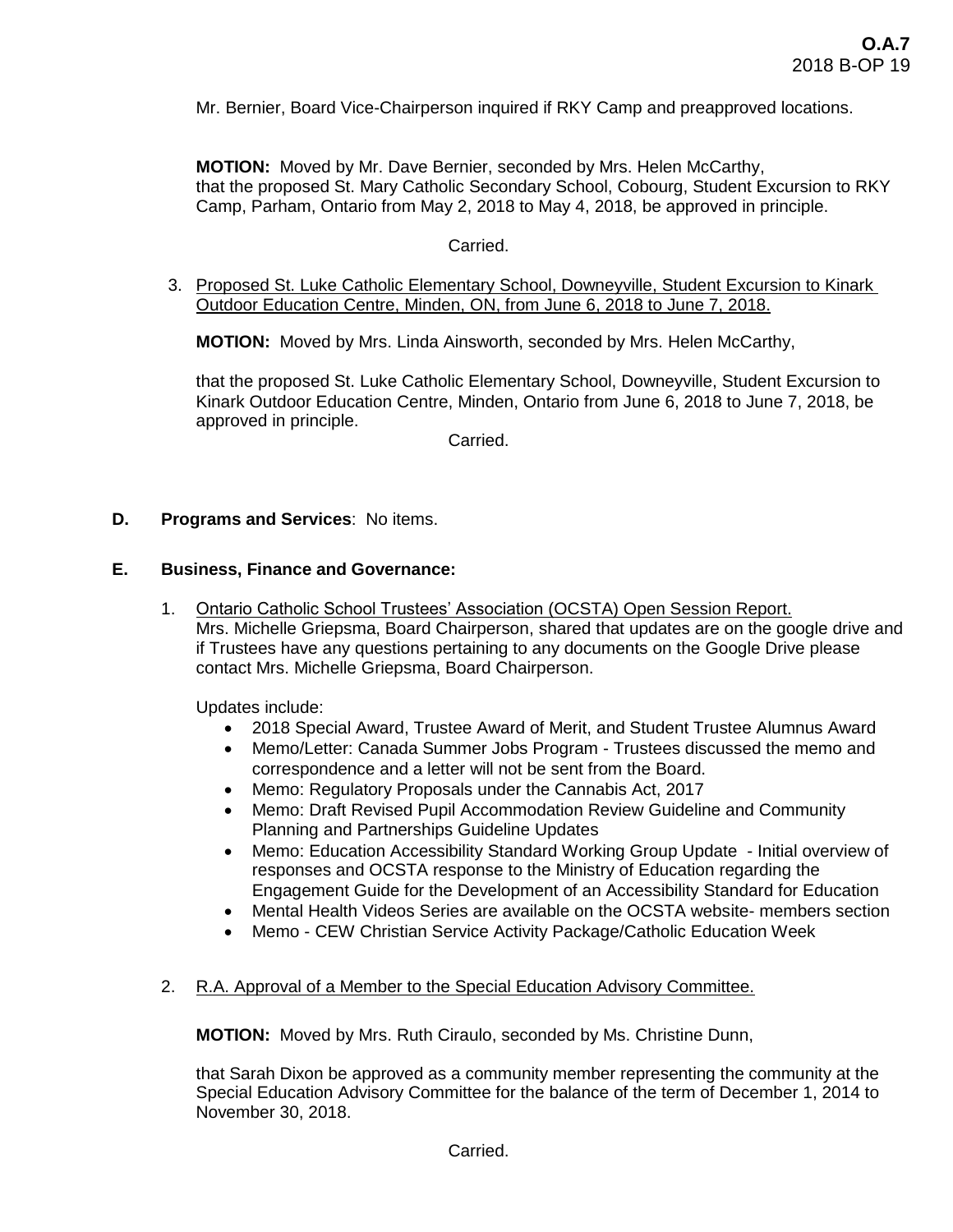Mr. Bernier, Board Vice-Chairperson inquired if RKY Camp and preapproved locations.

**MOTION:** Moved by Mr. Dave Bernier, seconded by Mrs. Helen McCarthy, that the proposed St. Mary Catholic Secondary School, Cobourg, Student Excursion to RKY Camp, Parham, Ontario from May 2, 2018 to May 4, 2018, be approved in principle.

Carried.

3. Proposed St. Luke Catholic Elementary School, Downeyville, Student Excursion to Kinark Outdoor Education Centre, Minden, ON, from June 6, 2018 to June 7, 2018.

   **MOTION:** Moved by Mrs. Linda Ainsworth, seconded by Mrs. Helen McCarthy,

   that the proposed St. Luke Catholic Elementary School, Downeyville, Student Excursion to Kinark Outdoor Education Centre, Minden, Ontario from June 6, 2018 to June 7, 2018, be approved in principle.

   Carried.

**D. Programs and Services**: No items.

**E. Business, Finance and Governance:**

1. Ontario Catholic School Trustees' Association (OCSTA) Open Session Report.
   Mrs. Michelle Griepsma, Board Chairperson, shared that updates are on the google drive and if Trustees have any questions pertaining to any documents on the Google Drive please contact Mrs. Michelle Griepsma, Board Chairperson.

   Updates include:
   - 2018 Special Award, Trustee Award of Merit, and Student Trustee Alumnus Award
   - Memo/Letter: Canada Summer Jobs Program - Trustees discussed the memo and correspondence and a letter will not be sent from the Board.
   - Memo: Regulatory Proposals under the Cannabis Act, 2017
   - Memo: Draft Revised Pupil Accommodation Review Guideline and Community Planning and Partnerships Guideline Updates
   - Memo: Education Accessibility Standard Working Group Update - Initial overview of responses and OCSTA response to the Ministry of Education regarding the Engagement Guide for the Development of an Accessibility Standard for Education
   - Mental Health Videos Series are available on the OCSTA website- members section
   - Memo - CEW Christian Service Activity Package/Catholic Education Week

2. R.A. Approval of a Member to the Special Education Advisory Committee.

   **MOTION:** Moved by Mrs. Ruth Ciraulo, seconded by Ms. Christine Dunn,

   that Sarah Dixon be approved as a community member representing the community at the Special Education Advisory Committee for the balance of the term of December 1, 2014 to November 30, 2018.

   Carried.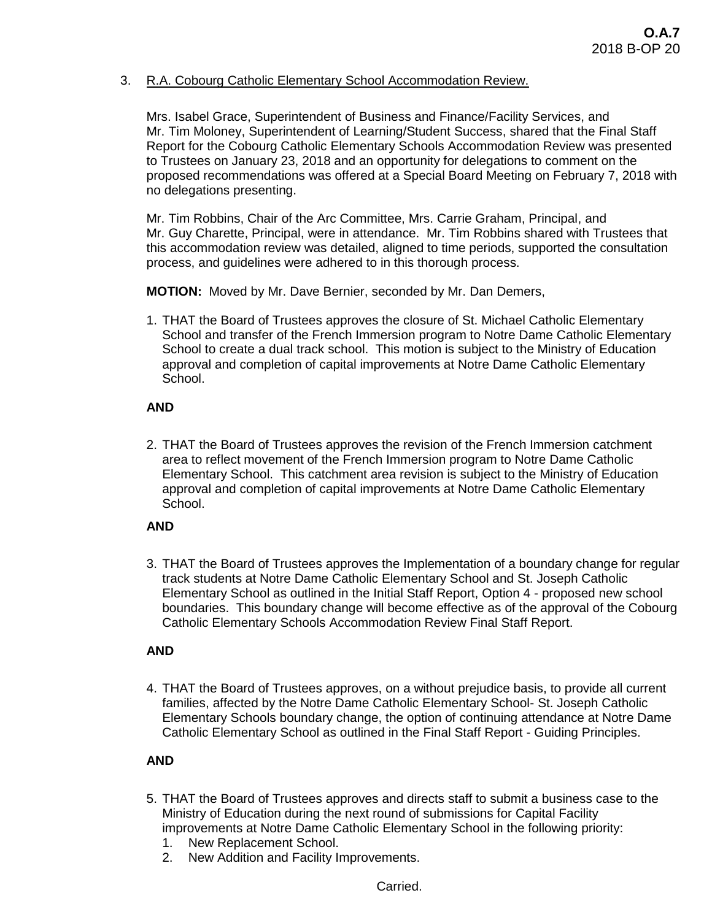3. R.A. Cobourg Catholic Elementary School Accommodation Review.

Mrs. Isabel Grace, Superintendent of Business and Finance/Facility Services, and Mr. Tim Moloney, Superintendent of Learning/Student Success, shared that the Final Staff Report for the Cobourg Catholic Elementary Schools Accommodation Review was presented to Trustees on January 23, 2018 and an opportunity for delegations to comment on the proposed recommendations was offered at a Special Board Meeting on February 7, 2018 with no delegations presenting.

Mr. Tim Robbins, Chair of the Arc Committee, Mrs. Carrie Graham, Principal, and Mr. Guy Charette, Principal, were in attendance. Mr. Tim Robbins shared with Trustees that this accommodation review was detailed, aligned to time periods, supported the consultation process, and guidelines were adhered to in this thorough process.

**MOTION:** Moved by Mr. Dave Bernier, seconded by Mr. Dan Demers,

1. THAT the Board of Trustees approves the closure of St. Michael Catholic Elementary School and transfer of the French Immersion program to Notre Dame Catholic Elementary School to create a dual track school. This motion is subject to the Ministry of Education approval and completion of capital improvements at Notre Dame Catholic Elementary School.

**AND**

2. THAT the Board of Trustees approves the revision of the French Immersion catchment area to reflect movement of the French Immersion program to Notre Dame Catholic Elementary School. This catchment area revision is subject to the Ministry of Education approval and completion of capital improvements at Notre Dame Catholic Elementary School.

**AND**

3. THAT the Board of Trustees approves the Implementation of a boundary change for regular track students at Notre Dame Catholic Elementary School and St. Joseph Catholic Elementary School as outlined in the Initial Staff Report, Option 4 - proposed new school boundaries. This boundary change will become effective as of the approval of the Cobourg Catholic Elementary Schools Accommodation Review Final Staff Report.

**AND**

4. THAT the Board of Trustees approves, on a without prejudice basis, to provide all current families, affected by the Notre Dame Catholic Elementary School- St. Joseph Catholic Elementary Schools boundary change, the option of continuing attendance at Notre Dame Catholic Elementary School as outlined in the Final Staff Report - Guiding Principles.

**AND**

5. THAT the Board of Trustees approves and directs staff to submit a business case to the Ministry of Education during the next round of submissions for Capital Facility improvements at Notre Dame Catholic Elementary School in the following priority:
   1. New Replacement School.
   2. New Addition and Facility Improvements.

Carried.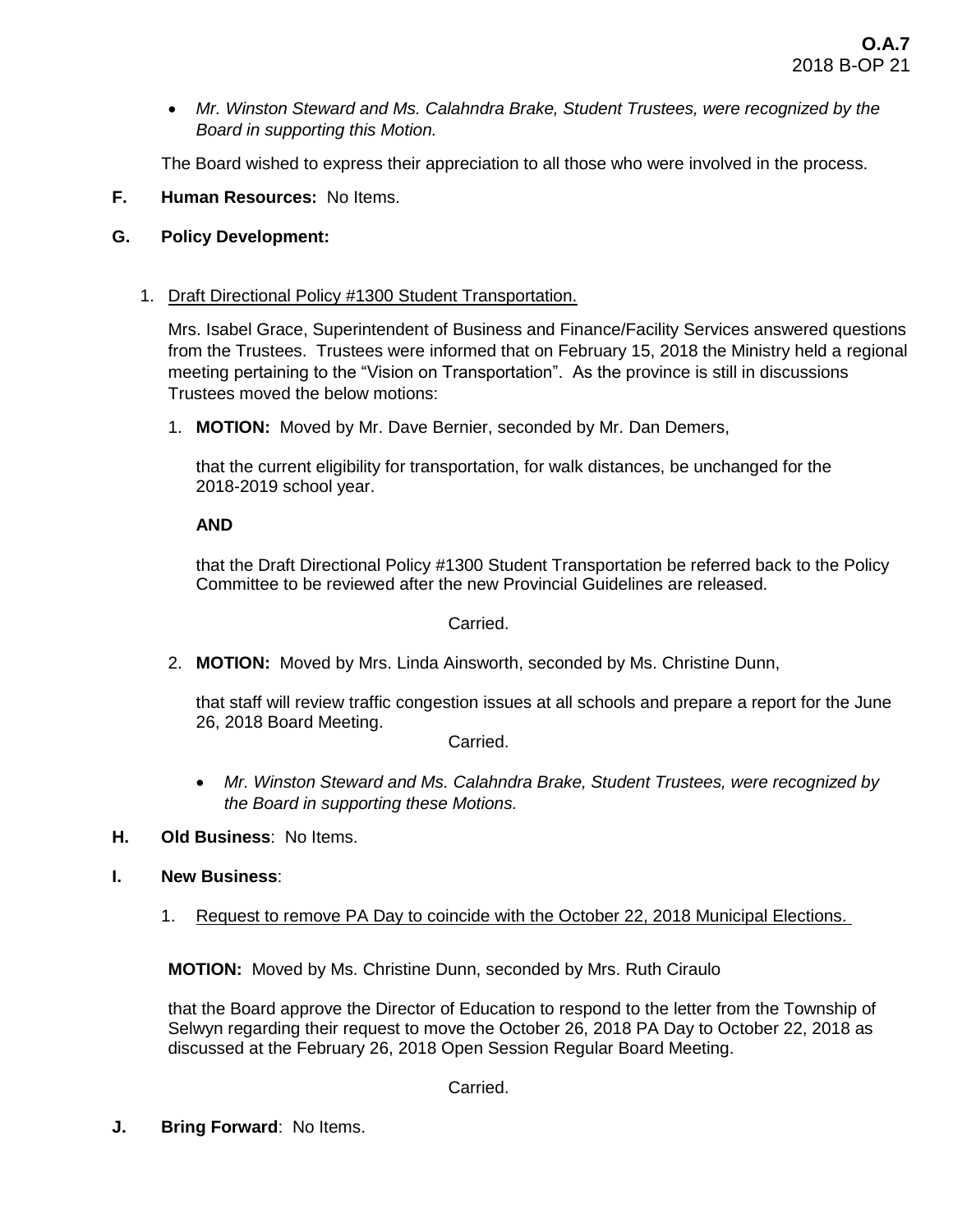- *Mr. Winston Steward and Ms. Calahndra Brake, Student Trustees, were recognized by the Board in supporting this Motion.*

The Board wished to express their appreciation to all those who were involved in the process.

**F. Human Resources:** No Items.

**G. Policy Development:**

1. Draft Directional Policy #1300 Student Transportation.

   Mrs. Isabel Grace, Superintendent of Business and Finance/Facility Services answered questions from the Trustees. Trustees were informed that on February 15, 2018 the Ministry held a regional meeting pertaining to the "Vision on Transportation". As the province is still in discussions Trustees moved the below motions:

   1. **MOTION:** Moved by Mr. Dave Bernier, seconded by Mr. Dan Demers,

      that the current eligibility for transportation, for walk distances, be unchanged for the 2018-2019 school year.

      **AND**

      that the Draft Directional Policy #1300 Student Transportation be referred back to the Policy Committee to be reviewed after the new Provincial Guidelines are released.

      Carried.

   2. **MOTION:** Moved by Mrs. Linda Ainsworth, seconded by Ms. Christine Dunn,

      that staff will review traffic congestion issues at all schools and prepare a report for the June 26, 2018 Board Meeting.

      Carried.

   - *Mr. Winston Steward and Ms. Calahndra Brake, Student Trustees, were recognized by the Board in supporting these Motions.*

**H. Old Business**: No Items.

**I. New Business**:

1. Request to remove PA Day to coincide with the October 22, 2018 Municipal Elections.

**MOTION:** Moved by Ms. Christine Dunn, seconded by Mrs. Ruth Ciraulo

that the Board approve the Director of Education to respond to the letter from the Township of Selwyn regarding their request to move the October 26, 2018 PA Day to October 22, 2018 as discussed at the February 26, 2018 Open Session Regular Board Meeting.

Carried.

**J. Bring Forward**: No Items.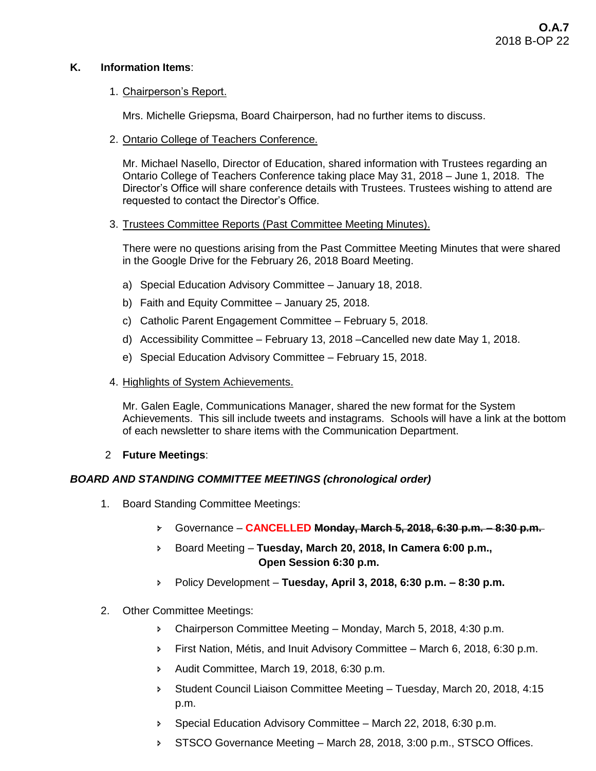**K. Information Items**:

1. <u>Chairperson's Report.</u>

   Mrs. Michelle Griepsma, Board Chairperson, had no further items to discuss.

2. <u>Ontario College of Teachers Conference.</u>

   Mr. Michael Nasello, Director of Education, shared information with Trustees regarding an Ontario College of Teachers Conference taking place May 31, 2018 – June 1, 2018. The Director's Office will share conference details with Trustees. Trustees wishing to attend are requested to contact the Director's Office.

3. <u>Trustees Committee Reports (Past Committee Meeting Minutes).</u>

   There were no questions arising from the Past Committee Meeting Minutes that were shared in the Google Drive for the February 26, 2018 Board Meeting.

   a) Special Education Advisory Committee – January 18, 2018.
   b) Faith and Equity Committee – January 25, 2018.
   c) Catholic Parent Engagement Committee – February 5, 2018.
   d) Accessibility Committee – February 13, 2018 –Cancelled new date May 1, 2018.
   e) Special Education Advisory Committee – February 15, 2018.

4. <u>Highlights of System Achievements.</u>

   Mr. Galen Eagle, Communications Manager, shared the new format for the System Achievements. This sill include tweets and instagrams. Schools will have a link at the bottom of each newsletter to share items with the Communication Department.

2 **Future Meetings**:

***BOARD AND STANDING COMMITTEE MEETINGS (chronological order)***

1. Board Standing Committee Meetings:
   - Governance – **CANCELLED** ~~**Monday, March 5, 2018, 6:30 p.m. – 8:30 p.m.**~~
   - Board Meeting – **Tuesday, March 20, 2018, In Camera 6:00 p.m., Open Session 6:30 p.m.**
   - Policy Development – **Tuesday, April 3, 2018, 6:30 p.m. – 8:30 p.m.**

2. Other Committee Meetings:
   - Chairperson Committee Meeting – Monday, March 5, 2018, 4:30 p.m.
   - First Nation, Métis, and Inuit Advisory Committee – March 6, 2018, 6:30 p.m.
   - Audit Committee, March 19, 2018, 6:30 p.m.
   - Student Council Liaison Committee Meeting – Tuesday, March 20, 2018, 4:15 p.m.
   - Special Education Advisory Committee – March 22, 2018, 6:30 p.m.
   - STSCO Governance Meeting – March 28, 2018, 3:00 p.m., STSCO Offices.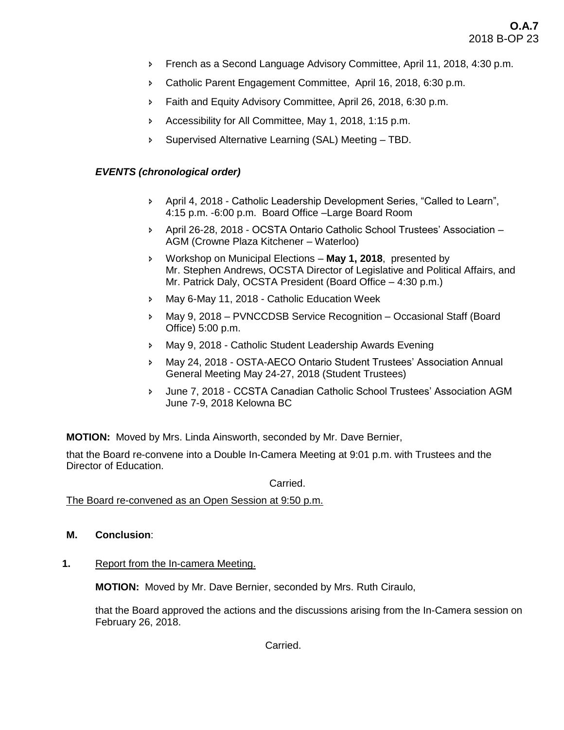- French as a Second Language Advisory Committee, April 11, 2018, 4:30 p.m.
- Catholic Parent Engagement Committee, April 16, 2018, 6:30 p.m.
- Faith and Equity Advisory Committee, April 26, 2018, 6:30 p.m.
- Accessibility for All Committee, May 1, 2018, 1:15 p.m.
- Supervised Alternative Learning (SAL) Meeting – TBD.

***EVENTS (chronological order)***

- April 4, 2018 - Catholic Leadership Development Series, "Called to Learn", 4:15 p.m. -6:00 p.m. Board Office –Large Board Room
- April 26-28, 2018 - OCSTA Ontario Catholic School Trustees' Association – AGM (Crowne Plaza Kitchener – Waterloo)
- Workshop on Municipal Elections – **May 1, 2018**, presented by Mr. Stephen Andrews, OCSTA Director of Legislative and Political Affairs, and Mr. Patrick Daly, OCSTA President (Board Office – 4:30 p.m.)
- May 6-May 11, 2018 - Catholic Education Week
- May 9, 2018 – PVNCCDSB Service Recognition – Occasional Staff (Board Office) 5:00 p.m.
- May 9, 2018 - Catholic Student Leadership Awards Evening
- May 24, 2018 - OSTA-AECO Ontario Student Trustees' Association Annual General Meeting May 24-27, 2018 (Student Trustees)
- June 7, 2018 - CCSTA Canadian Catholic School Trustees' Association AGM June 7-9, 2018 Kelowna BC

**MOTION:** Moved by Mrs. Linda Ainsworth, seconded by Mr. Dave Bernier,

that the Board re-convene into a Double In-Camera Meeting at 9:01 p.m. with Trustees and the Director of Education.

Carried.

The Board re-convened as an Open Session at 9:50 p.m.

**M. Conclusion**:

**1.** Report from the In-camera Meeting.

**MOTION:** Moved by Mr. Dave Bernier, seconded by Mrs. Ruth Ciraulo,

that the Board approved the actions and the discussions arising from the In-Camera session on February 26, 2018.

Carried.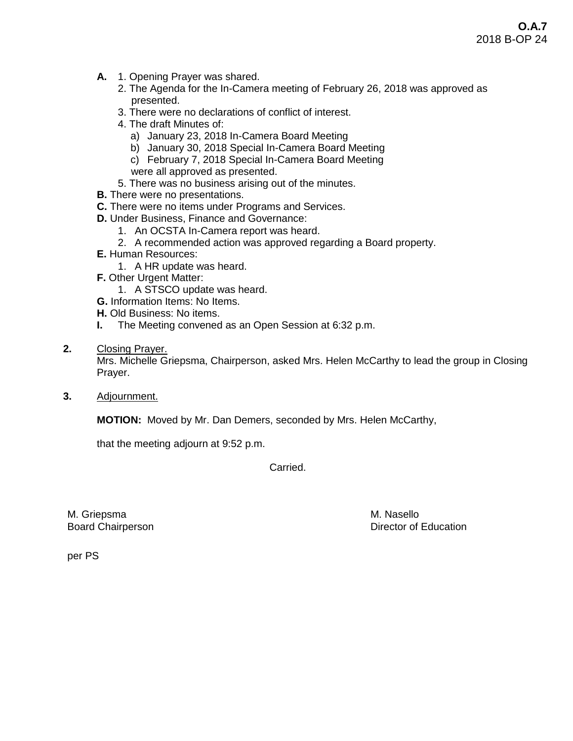**A.** 1. Opening Prayer was shared.
2. The Agenda for the In-Camera meeting of February 26, 2018 was approved as presented.
3. There were no declarations of conflict of interest.
4. The draft Minutes of:
   a) January 23, 2018 In-Camera Board Meeting
   b) January 30, 2018 Special In-Camera Board Meeting
   c) February 7, 2018 Special In-Camera Board Meeting

   were all approved as presented.
5. There was no business arising out of the minutes.

**B.** There were no presentations.

**C.** There were no items under Programs and Services.

**D.** Under Business, Finance and Governance:
1. An OCSTA In-Camera report was heard.
2. A recommended action was approved regarding a Board property.

**E.** Human Resources:
1. A HR update was heard.

**F.** Other Urgent Matter:
1. A STSCO update was heard.

**G.** Information Items: No Items.

**H.** Old Business: No items.

**I.** The Meeting convened as an Open Session at 6:32 p.m.

**2.** Closing Prayer.

Mrs. Michelle Griepsma, Chairperson, asked Mrs. Helen McCarthy to lead the group in Closing Prayer.

**3.** Adjournment.

**MOTION:** Moved by Mr. Dan Demers, seconded by Mrs. Helen McCarthy,

that the meeting adjourn at 9:52 p.m.

Carried.

M. Griepsma
Board Chairperson

M. Nasello
Director of Education

per PS